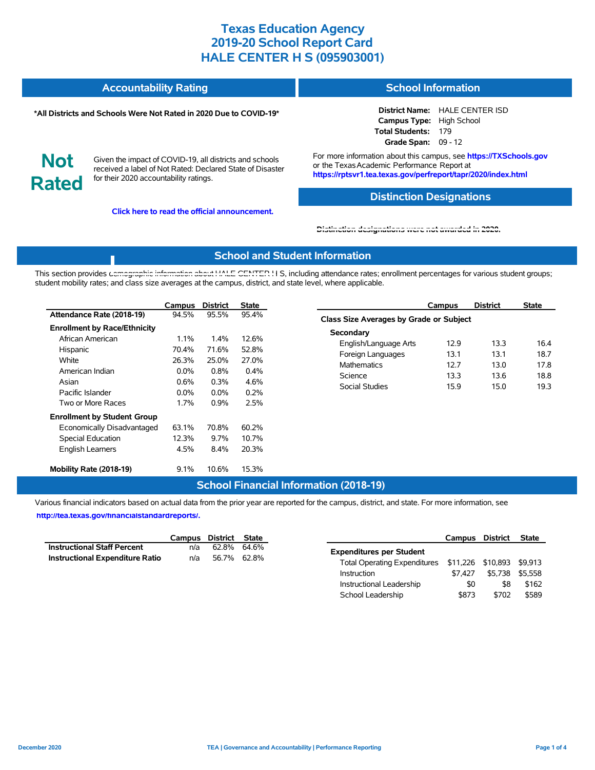# Texas Education Agency
# 2019-20 School Report Card
# HALE CENTER H S (095903001)

## Accountability Rating

**\*All Districts and Schools Were Not Rated in 2020 Due to COVID-19\***

**Not Rated**

Given the impact of COVID-19, all districts and schools received a label of Not Rated: Declared State of Disaster for their 2020 accountability ratings.

**Click here to read the official announcement.**

## School Information

**District Name:** HALE CENTER ISD
**Campus Type:** High School
**Total Students:** 179
**Grade Span:** 09 - 12

For more information about this campus, see **https://TXSchools.gov** or the Texas Academic Performance Report at **https://rptsvr1.tea.texas.gov/perfreport/tapr/2020/index.html**

## Distinction Designations

Distinction designations were not awarded in 2020.

## School and Student Information

This section provides demographic information about HALE CENTER H S, including attendance rates; enrollment percentages for various student groups; student mobility rates; and class size averages at the campus, district, and state level, where applicable.

| | Campus | District | State |
|---|---|---|---|
| **Attendance Rate (2018-19)** | 94.5% | 95.5% | 95.4% |
| **Enrollment by Race/Ethnicity** | | | |
| African American | 1.1% | 1.4% | 12.6% |
| Hispanic | 70.4% | 71.6% | 52.8% |
| White | 26.3% | 25.0% | 27.0% |
| American Indian | 0.0% | 0.8% | 0.4% |
| Asian | 0.6% | 0.3% | 4.6% |
| Pacific Islander | 0.0% | 0.0% | 0.2% |
| Two or More Races | 1.7% | 0.9% | 2.5% |
| **Enrollment by Student Group** | | | |
| Economically Disadvantaged | 63.1% | 70.8% | 60.2% |
| Special Education | 12.3% | 9.7% | 10.7% |
| English Learners | 4.5% | 8.4% | 20.3% |
| **Mobility Rate (2018-19)** | 9.1% | 10.6% | 15.3% |

| | Campus | District | State |
|---|---|---|---|
| **Class Size Averages by Grade or Subject** | | | |
| **Secondary** | | | |
| English/Language Arts | 12.9 | 13.3 | 16.4 |
| Foreign Languages | 13.1 | 13.1 | 18.7 |
| Mathematics | 12.7 | 13.0 | 17.8 |
| Science | 13.3 | 13.6 | 18.8 |
| Social Studies | 15.9 | 15.0 | 19.3 |

## School Financial Information (2018-19)

Various financial indicators based on actual data from the prior year are reported for the campus, district, and state. For more information, see **http://tea.texas.gov/financialstandardreports/.**

| | Campus | District | State |
|---|---|---|---|
| **Instructional Staff Percent** | n/a | 62.8% | 64.6% |
| **Instructional Expenditure Ratio** | n/a | 56.7% | 62.8% |

| | Campus | District | State |
|---|---|---|---|
| **Expenditures per Student** | | | |
| Total Operating Expenditures | $11,226 | $10,893 | $9,913 |
| Instruction | $7,427 | $5,738 | $5,558 |
| Instructional Leadership | $0 | $8 | $162 |
| School Leadership | $873 | $702 | $589 |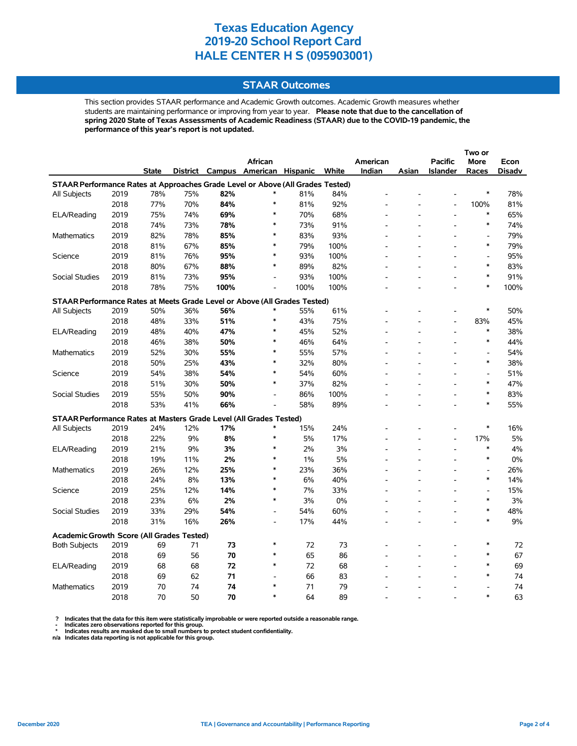# Texas Education Agency
# 2019-20 School Report Card
# HALE CENTER H S (095903001)

## STAAR Outcomes

This section provides STAAR performance and Academic Growth outcomes. Academic Growth measures whether students are maintaining performance or improving from year to year. **Please note that due to the cancellation of spring 2020 State of Texas Assessments of Academic Readiness (STAAR) due to the COVID-19 pandemic, the performance of this year's report is not updated.**

| | | State | District | Campus | African American | Hispanic | White | American Indian | Asian | Pacific Islander | Two or More Races | Econ Disadv |
|---|---|---|---|---|---|---|---|---|---|---|---|---|
| **STAAR Performance Rates at Approaches Grade Level or Above (All Grades Tested)** | | | | | | | | | | | | |
| All Subjects | 2019 | 78% | 75% | **82%** | * | 81% | 84% | - | - | - | * | 78% |
| | 2018 | 77% | 70% | **84%** | * | 81% | 92% | - | - | - | 100% | 81% |
| ELA/Reading | 2019 | 75% | 74% | **69%** | * | 70% | 68% | - | - | - | * | 65% |
| | 2018 | 74% | 73% | **78%** | * | 73% | 91% | - | - | - | * | 74% |
| Mathematics | 2019 | 82% | 78% | **85%** | * | 83% | 93% | - | - | - | - | 79% |
| | 2018 | 81% | 67% | **85%** | * | 79% | 100% | - | - | - | * | 79% |
| Science | 2019 | 81% | 76% | **95%** | * | 93% | 100% | - | - | - | - | 95% |
| | 2018 | 80% | 67% | **88%** | * | 89% | 82% | - | - | - | * | 83% |
| Social Studies | 2019 | 81% | 73% | **95%** | - | 93% | 100% | - | - | - | * | 91% |
| | 2018 | 78% | 75% | **100%** | - | 100% | 100% | - | - | - | * | 100% |
| **STAAR Performance Rates at Meets Grade Level or Above (All Grades Tested)** | | | | | | | | | | | | |
| All Subjects | 2019 | 50% | 36% | **56%** | * | 55% | 61% | - | - | - | * | 50% |
| | 2018 | 48% | 33% | **51%** | * | 43% | 75% | - | - | - | 83% | 45% |
| ELA/Reading | 2019 | 48% | 40% | **47%** | * | 45% | 52% | - | - | - | * | 38% |
| | 2018 | 46% | 38% | **50%** | * | 46% | 64% | - | - | - | * | 44% |
| Mathematics | 2019 | 52% | 30% | **55%** | * | 55% | 57% | - | - | - | - | 54% |
| | 2018 | 50% | 25% | **43%** | * | 32% | 80% | - | - | - | * | 38% |
| Science | 2019 | 54% | 38% | **54%** | * | 54% | 60% | - | - | - | - | 51% |
| | 2018 | 51% | 30% | **50%** | * | 37% | 82% | - | - | - | * | 47% |
| Social Studies | 2019 | 55% | 50% | **90%** | - | 86% | 100% | - | - | - | * | 83% |
| | 2018 | 53% | 41% | **66%** | - | 58% | 89% | - | - | - | * | 55% |
| **STAAR Performance Rates at Masters Grade Level (All Grades Tested)** | | | | | | | | | | | | |
| All Subjects | 2019 | 24% | 12% | **17%** | * | 15% | 24% | - | - | - | * | 16% |
| | 2018 | 22% | 9% | **8%** | * | 5% | 17% | - | - | - | 17% | 5% |
| ELA/Reading | 2019 | 21% | 9% | **3%** | * | 2% | 3% | - | - | - | * | 4% |
| | 2018 | 19% | 11% | **2%** | * | 1% | 5% | - | - | - | * | 0% |
| Mathematics | 2019 | 26% | 12% | **25%** | * | 23% | 36% | - | - | - | - | 26% |
| | 2018 | 24% | 8% | **13%** | * | 6% | 40% | - | - | - | * | 14% |
| Science | 2019 | 25% | 12% | **14%** | * | 7% | 33% | - | - | - | - | 15% |
| | 2018 | 23% | 6% | **2%** | * | 3% | 0% | - | - | - | * | 3% |
| Social Studies | 2019 | 33% | 29% | **54%** | - | 54% | 60% | - | - | - | * | 48% |
| | 2018 | 31% | 16% | **26%** | - | 17% | 44% | - | - | - | * | 9% |
| **Academic Growth Score (All Grades Tested)** | | | | | | | | | | | | |
| Both Subjects | 2019 | 69 | 71 | **73** | * | 72 | 73 | - | - | - | * | 72 |
| | 2018 | 69 | 56 | **70** | * | 65 | 86 | - | - | - | * | 67 |
| ELA/Reading | 2019 | 68 | 68 | **72** | * | 72 | 68 | - | - | - | * | 69 |
| | 2018 | 69 | 62 | **71** | - | 66 | 83 | - | - | - | * | 74 |
| Mathematics | 2019 | 70 | 74 | **74** | * | 71 | 79 | - | - | - | - | 74 |
| | 2018 | 70 | 50 | **70** | * | 64 | 89 | - | - | - | * | 63 |

? Indicates that the data for this item were statistically improbable or were reported outside a reasonable range.
- Indicates zero observations reported for this group.
* Indicates results are masked due to small numbers to protect student confidentiality.
n/a Indicates data reporting is not applicable for this group.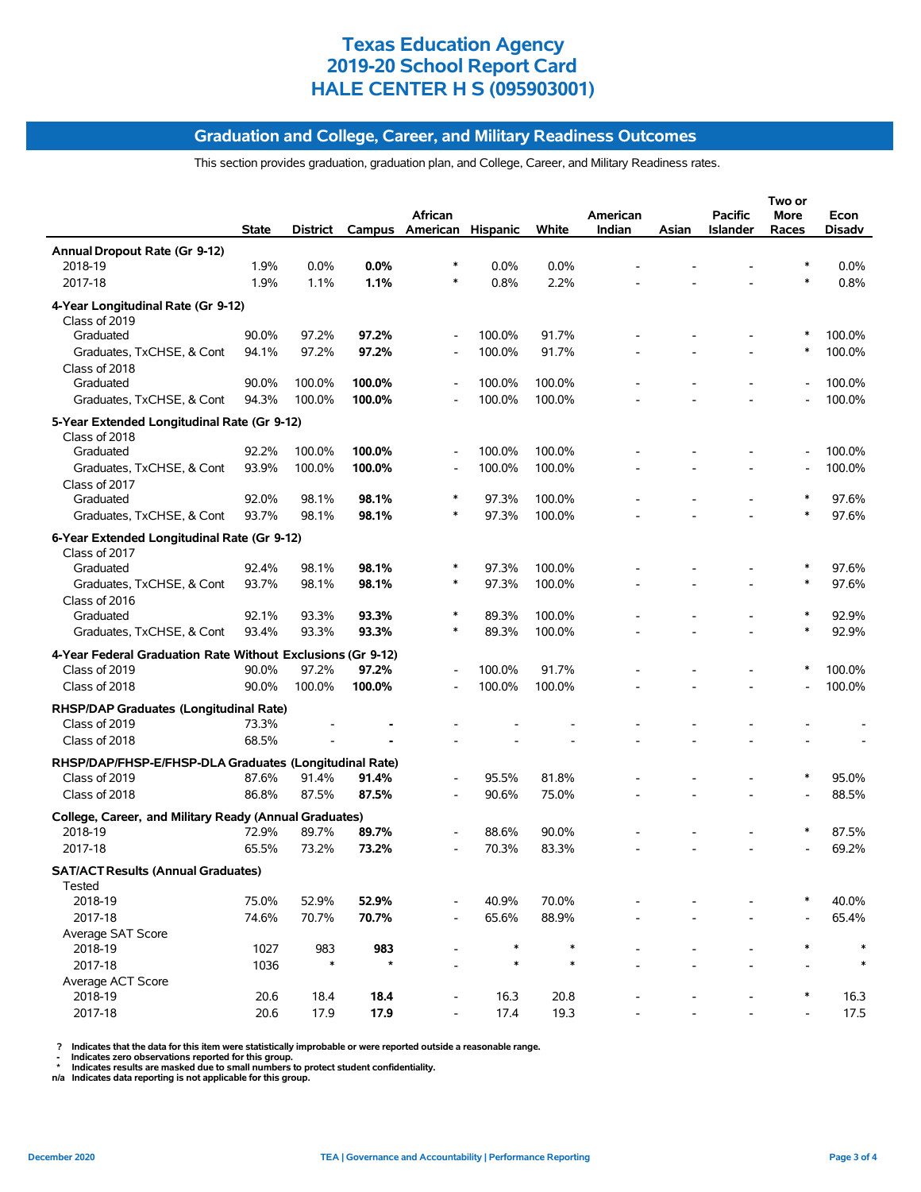# Texas Education Agency
# 2019-20 School Report Card
# HALE CENTER H S (095903001)

## Graduation and College, Career, and Military Readiness Outcomes

This section provides graduation, graduation plan, and College, Career, and Military Readiness rates.

| | State | District | Campus | African American | Hispanic | White | American Indian | Asian | Pacific Islander | Two or More Races | Econ Disadv |
|---|---|---|---|---|---|---|---|---|---|---|---|
| **Annual Dropout Rate (Gr 9-12)** | | | | | | | | | | | |
| 2018-19 | 1.9% | 0.0% | **0.0%** | * | 0.0% | 0.0% | - | - | - | * | 0.0% |
| 2017-18 | 1.9% | 1.1% | **1.1%** | * | 0.8% | 2.2% | - | - | - | * | 0.8% |
| **4-Year Longitudinal Rate (Gr 9-12)** | | | | | | | | | | | |
| Class of 2019 | | | | | | | | | | | |
| Graduated | 90.0% | 97.2% | **97.2%** | - | 100.0% | 91.7% | - | - | - | * | 100.0% |
| Graduates, TxCHSE, & Cont | 94.1% | 97.2% | **97.2%** | - | 100.0% | 91.7% | - | - | - | * | 100.0% |
| Class of 2018 | | | | | | | | | | | |
| Graduated | 90.0% | 100.0% | **100.0%** | - | 100.0% | 100.0% | - | - | - | - | 100.0% |
| Graduates, TxCHSE, & Cont | 94.3% | 100.0% | **100.0%** | - | 100.0% | 100.0% | - | - | - | - | 100.0% |
| **5-Year Extended Longitudinal Rate (Gr 9-12)** | | | | | | | | | | | |
| Class of 2018 | | | | | | | | | | | |
| Graduated | 92.2% | 100.0% | **100.0%** | - | 100.0% | 100.0% | - | - | - | - | 100.0% |
| Graduates, TxCHSE, & Cont | 93.9% | 100.0% | **100.0%** | - | 100.0% | 100.0% | - | - | - | - | 100.0% |
| Class of 2017 | | | | | | | | | | | |
| Graduated | 92.0% | 98.1% | **98.1%** | * | 97.3% | 100.0% | - | - | - | * | 97.6% |
| Graduates, TxCHSE, & Cont | 93.7% | 98.1% | **98.1%** | * | 97.3% | 100.0% | - | - | - | * | 97.6% |
| **6-Year Extended Longitudinal Rate (Gr 9-12)** | | | | | | | | | | | |
| Class of 2017 | | | | | | | | | | | |
| Graduated | 92.4% | 98.1% | **98.1%** | * | 97.3% | 100.0% | - | - | - | * | 97.6% |
| Graduates, TxCHSE, & Cont | 93.7% | 98.1% | **98.1%** | * | 97.3% | 100.0% | - | - | - | * | 97.6% |
| Class of 2016 | | | | | | | | | | | |
| Graduated | 92.1% | 93.3% | **93.3%** | * | 89.3% | 100.0% | - | - | - | * | 92.9% |
| Graduates, TxCHSE, & Cont | 93.4% | 93.3% | **93.3%** | * | 89.3% | 100.0% | - | - | - | * | 92.9% |
| **4-Year Federal Graduation Rate Without Exclusions (Gr 9-12)** | | | | | | | | | | | |
| Class of 2019 | 90.0% | 97.2% | **97.2%** | - | 100.0% | 91.7% | - | - | - | * | 100.0% |
| Class of 2018 | 90.0% | 100.0% | **100.0%** | - | 100.0% | 100.0% | - | - | - | - | 100.0% |
| **RHSP/DAP Graduates (Longitudinal Rate)** | | | | | | | | | | | |
| Class of 2019 | 73.3% | - | **-** | - | - | - | - | - | - | - | - |
| Class of 2018 | 68.5% | - | **-** | - | - | - | - | - | - | - | - |
| **RHSP/DAP/FHSP-E/FHSP-DLA Graduates (Longitudinal Rate)** | | | | | | | | | | | |
| Class of 2019 | 87.6% | 91.4% | **91.4%** | - | 95.5% | 81.8% | - | - | - | * | 95.0% |
| Class of 2018 | 86.8% | 87.5% | **87.5%** | - | 90.6% | 75.0% | - | - | - | - | 88.5% |
| **College, Career, and Military Ready (Annual Graduates)** | | | | | | | | | | | |
| 2018-19 | 72.9% | 89.7% | **89.7%** | - | 88.6% | 90.0% | - | - | - | * | 87.5% |
| 2017-18 | 65.5% | 73.2% | **73.2%** | - | 70.3% | 83.3% | - | - | - | - | 69.2% |
| **SAT/ACT Results (Annual Graduates)** | | | | | | | | | | | |
| Tested | | | | | | | | | | | |
| 2018-19 | 75.0% | 52.9% | **52.9%** | - | 40.9% | 70.0% | - | - | - | * | 40.0% |
| 2017-18 | 74.6% | 70.7% | **70.7%** | - | 65.6% | 88.9% | - | - | - | - | 65.4% |
| Average SAT Score | | | | | | | | | | | |
| 2018-19 | 1027 | 983 | **983** | - | * | * | - | - | - | * | * |
| 2017-18 | 1036 | * | * | - | * | * | - | - | - | - | * |
| Average ACT Score | | | | | | | | | | | |
| 2018-19 | 20.6 | 18.4 | **18.4** | - | 16.3 | 20.8 | - | - | - | * | 16.3 |
| 2017-18 | 20.6 | 17.9 | **17.9** | - | 17.4 | 19.3 | - | - | - | - | 17.5 |

? Indicates that the data for this item were statistically improbable or were reported outside a reasonable range.
\- Indicates zero observations reported for this group.
\* Indicates results are masked due to small numbers to protect student confidentiality.
n/a Indicates data reporting is not applicable for this group.